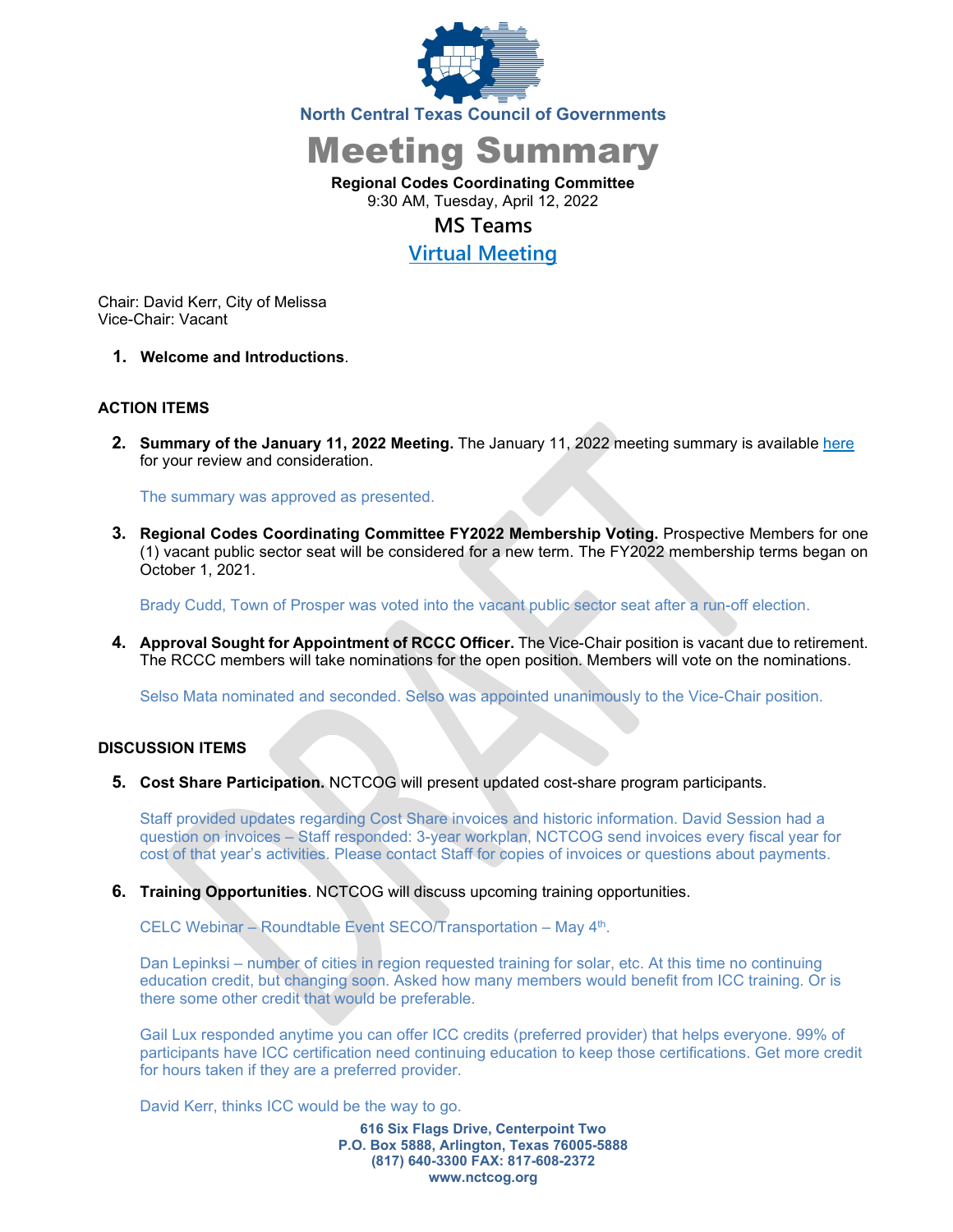North Central Texas Council of Governments

# Meeting Summary

**Regional Codes Coordinating Committee**
9:30 AM, Tuesday, April 12, 2022

MS Teams

Virtual Meeting

Chair: David Kerr, City of Melissa
Vice-Chair: Vacant

1. **Welcome and Introductions**.

## ACTION ITEMS

2. **Summary of the January 11, 2022 Meeting.** The January 11, 2022 meeting summary is available here for your review and consideration.

   The summary was approved as presented.

3. **Regional Codes Coordinating Committee FY2022 Membership Voting.** Prospective Members for one (1) vacant public sector seat will be considered for a new term. The FY2022 membership terms began on October 1, 2021.

   Brady Cudd, Town of Prosper was voted into the vacant public sector seat after a run-off election.

4. **Approval Sought for Appointment of RCCC Officer.** The Vice-Chair position is vacant due to retirement. The RCCC members will take nominations for the open position. Members will vote on the nominations.

   Selso Mata nominated and seconded. Selso was appointed unanimously to the Vice-Chair position.

## DISCUSSION ITEMS

5. **Cost Share Participation.** NCTCOG will present updated cost-share program participants.

   Staff provided updates regarding Cost Share invoices and historic information. David Session had a question on invoices – Staff responded: 3-year workplan, NCTCOG send invoices every fiscal year for cost of that year's activities. Please contact Staff for copies of invoices or questions about payments.

6. **Training Opportunities**. NCTCOG will discuss upcoming training opportunities.

   CELC Webinar – Roundtable Event SECO/Transportation – May 4th.

   Dan Lepinksi – number of cities in region requested training for solar, etc. At this time no continuing education credit, but changing soon. Asked how many members would benefit from ICC training. Or is there some other credit that would be preferable.

   Gail Lux responded anytime you can offer ICC credits (preferred provider) that helps everyone. 99% of participants have ICC certification need continuing education to keep those certifications. Get more credit for hours taken if they are a preferred provider.

   David Kerr, thinks ICC would be the way to go.

**616 Six Flags Drive, Centerpoint Two**
**P.O. Box 5888, Arlington, Texas 76005-5888**
**(817) 640-3300 FAX: 817-608-2372**
**www.nctcog.org**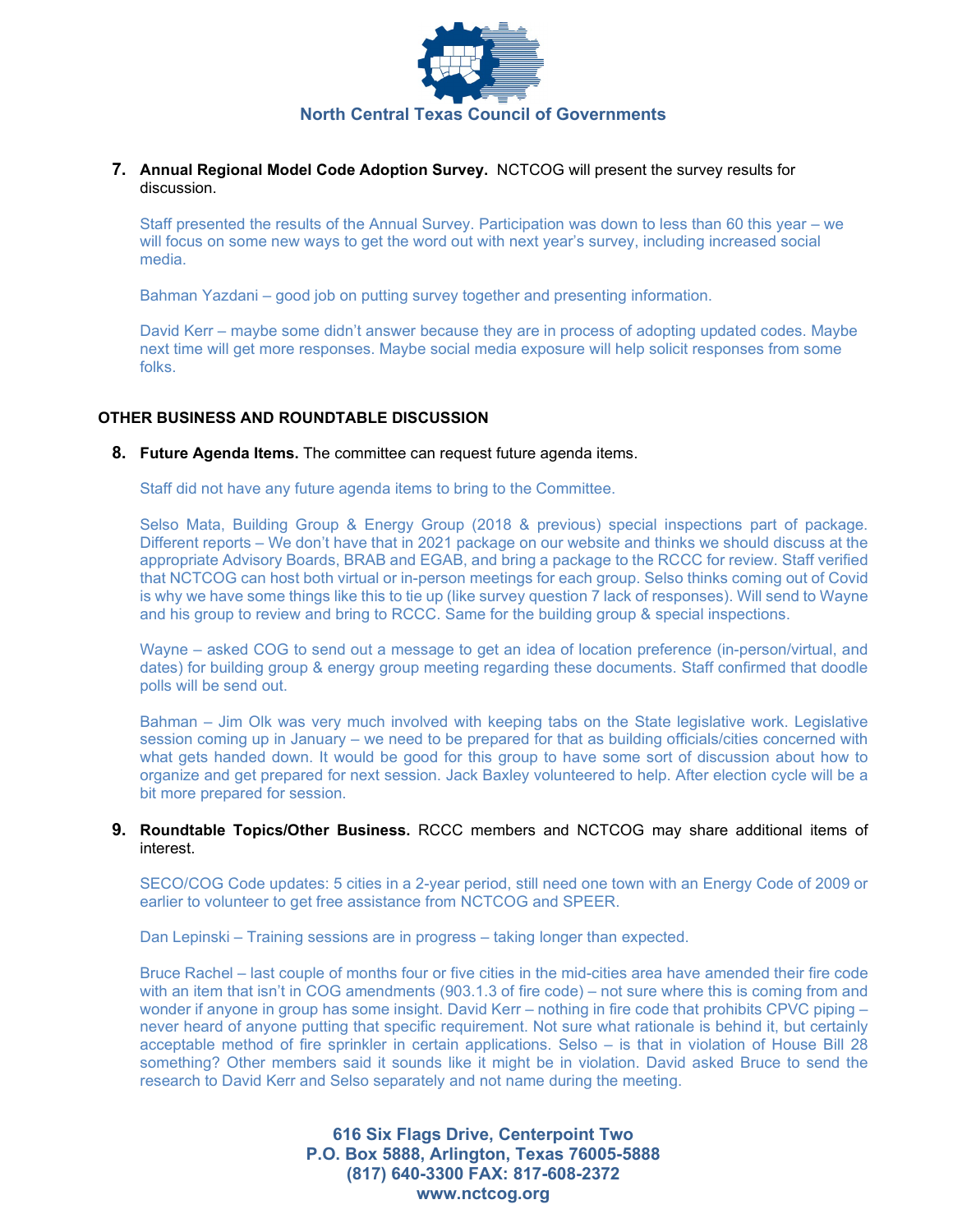7. **Annual Regional Model Code Adoption Survey.** NCTCOG will present the survey results for discussion.

   Staff presented the results of the Annual Survey. Participation was down to less than 60 this year – we will focus on some new ways to get the word out with next year's survey, including increased social media.

   Bahman Yazdani – good job on putting survey together and presenting information.

   David Kerr – maybe some didn't answer because they are in process of adopting updated codes. Maybe next time will get more responses. Maybe social media exposure will help solicit responses from some folks.

## OTHER BUSINESS AND ROUNDTABLE DISCUSSION

8. **Future Agenda Items.** The committee can request future agenda items.

   Staff did not have any future agenda items to bring to the Committee.

   Selso Mata, Building Group & Energy Group (2018 & previous) special inspections part of package. Different reports – We don't have that in 2021 package on our website and thinks we should discuss at the appropriate Advisory Boards, BRAB and EGAB, and bring a package to the RCCC for review. Staff verified that NCTCOG can host both virtual or in-person meetings for each group. Selso thinks coming out of Covid is why we have some things like this to tie up (like survey question 7 lack of responses). Will send to Wayne and his group to review and bring to RCCC. Same for the building group & special inspections.

   Wayne – asked COG to send out a message to get an idea of location preference (in-person/virtual, and dates) for building group & energy group meeting regarding these documents. Staff confirmed that doodle polls will be send out.

   Bahman – Jim Olk was very much involved with keeping tabs on the State legislative work. Legislative session coming up in January – we need to be prepared for that as building officials/cities concerned with what gets handed down. It would be good for this group to have some sort of discussion about how to organize and get prepared for next session. Jack Baxley volunteered to help. After election cycle will be a bit more prepared for session.

9. **Roundtable Topics/Other Business.** RCCC members and NCTCOG may share additional items of interest.

   SECO/COG Code updates: 5 cities in a 2-year period, still need one town with an Energy Code of 2009 or earlier to volunteer to get free assistance from NCTCOG and SPEER.

   Dan Lepinski – Training sessions are in progress – taking longer than expected.

   Bruce Rachel – last couple of months four or five cities in the mid-cities area have amended their fire code with an item that isn't in COG amendments (903.1.3 of fire code) – not sure where this is coming from and wonder if anyone in group has some insight. David Kerr – nothing in fire code that prohibits CPVC piping – never heard of anyone putting that specific requirement. Not sure what rationale is behind it, but certainly acceptable method of fire sprinkler in certain applications. Selso – is that in violation of House Bill 28 something? Other members said it sounds like it might be in violation. David asked Bruce to send the research to David Kerr and Selso separately and not name during the meeting.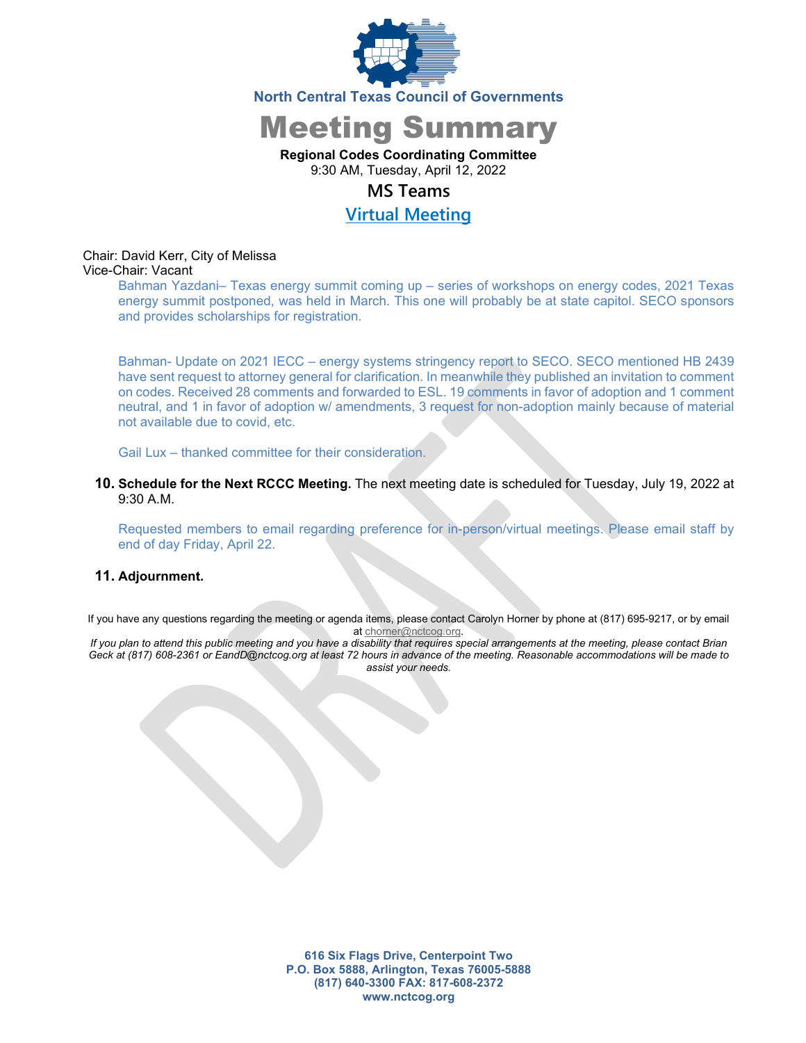North Central Texas Council of Governments

# Meeting Summary

**Regional Codes Coordinating Committee**
9:30 AM, Tuesday, April 12, 2022

## MS Teams

## Virtual Meeting

Chair: David Kerr, City of Melissa
Vice-Chair: Vacant

Bahman Yazdani– Texas energy summit coming up – series of workshops on energy codes, 2021 Texas energy summit postponed, was held in March. This one will probably be at state capitol. SECO sponsors and provides scholarships for registration.

Bahman- Update on 2021 IECC – energy systems stringency report to SECO. SECO mentioned HB 2439 have sent request to attorney general for clarification. In meanwhile they published an invitation to comment on codes. Received 28 comments and forwarded to ESL. 19 comments in favor of adoption and 1 comment neutral, and 1 in favor of adoption w/ amendments, 3 request for non-adoption mainly because of material not available due to covid, etc.

Gail Lux – thanked committee for their consideration.

**10. Schedule for the Next RCCC Meeting.** The next meeting date is scheduled for Tuesday, July 19, 2022 at 9:30 A.M.

Requested members to email regarding preference for in-person/virtual meetings. Please email staff by end of day Friday, April 22.

**11. Adjournment.**

If you have any questions regarding the meeting or agenda items, please contact Carolyn Horner by phone at (817) 695-9217, or by email at chorner@nctcog.org.

*If you plan to attend this public meeting and you have a disability that requires special arrangements at the meeting, please contact Brian Geck at (817) 608-2361 or EandD@nctcog.org at least 72 hours in advance of the meeting. Reasonable accommodations will be made to assist your needs.*

**616 Six Flags Drive, Centerpoint Two**
**P.O. Box 5888, Arlington, Texas 76005-5888**
**(817) 640-3300 FAX: 817-608-2372**
**www.nctcog.org**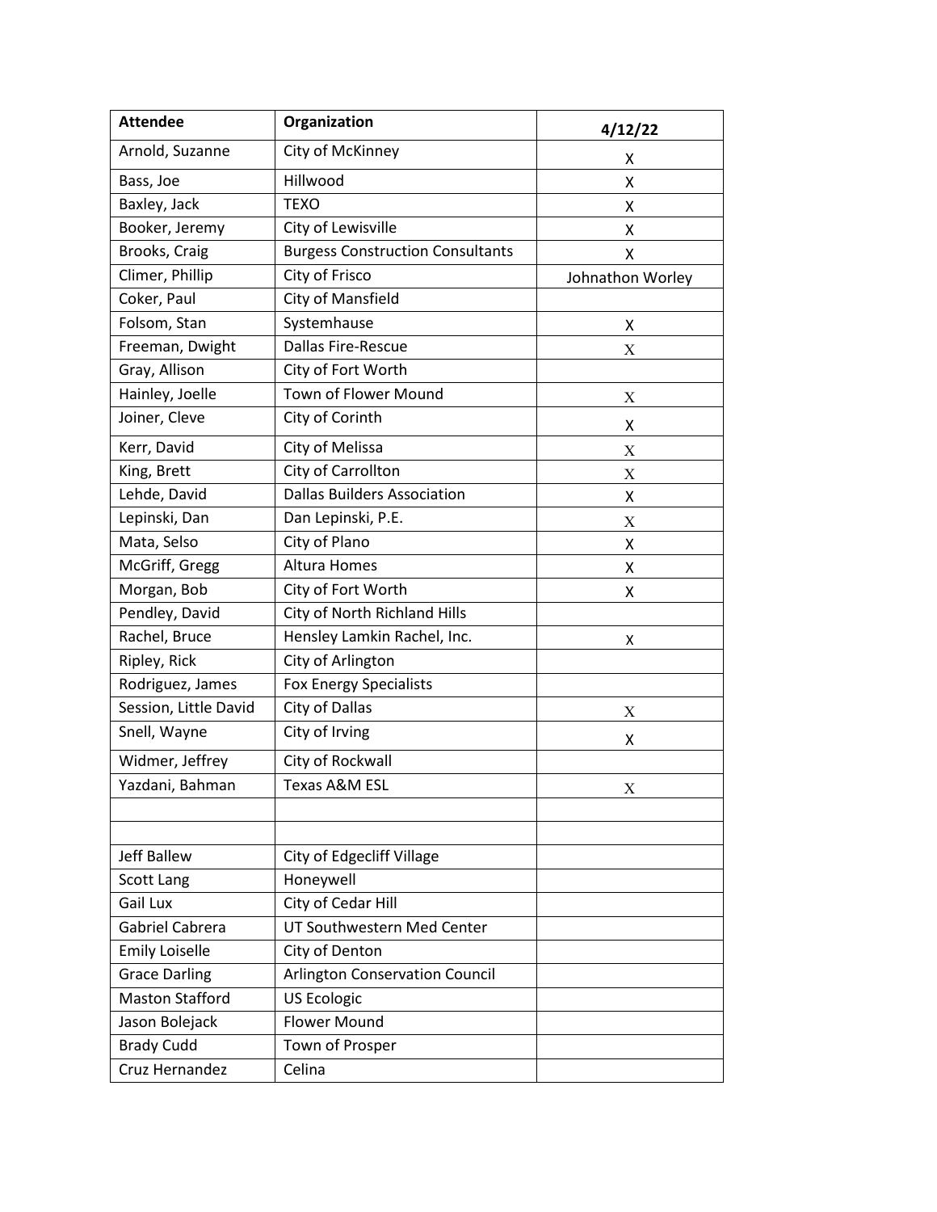| Attendee | Organization | 4/12/22 |
|---|---|---|
| Arnold, Suzanne | City of McKinney | X |
| Bass, Joe | Hillwood | X |
| Baxley, Jack | TEXO | X |
| Booker, Jeremy | City of Lewisville | X |
| Brooks, Craig | Burgess Construction Consultants | X |
| Climer, Phillip | City of Frisco | Johnathon Worley |
| Coker, Paul | City of Mansfield | |
| Folsom, Stan | Systemhause | X |
| Freeman, Dwight | Dallas Fire-Rescue | X |
| Gray, Allison | City of Fort Worth | |
| Hainley, Joelle | Town of Flower Mound | X |
| Joiner, Cleve | City of Corinth | X |
| Kerr, David | City of Melissa | X |
| King, Brett | City of Carrollton | X |
| Lehde, David | Dallas Builders Association | X |
| Lepinski, Dan | Dan Lepinski, P.E. | X |
| Mata, Selso | City of Plano | X |
| McGriff, Gregg | Altura Homes | X |
| Morgan, Bob | City of Fort Worth | X |
| Pendley, David | City of North Richland Hills | |
| Rachel, Bruce | Hensley Lamkin Rachel, Inc. | X |
| Ripley, Rick | City of Arlington | |
| Rodriguez, James | Fox Energy Specialists | |
| Session, Little David | City of Dallas | X |
| Snell, Wayne | City of Irving | X |
| Widmer, Jeffrey | City of Rockwall | |
| Yazdani, Bahman | Texas A&M ESL | X |
| | | |
| | | |
| Jeff Ballew | City of Edgecliff Village | |
| Scott Lang | Honeywell | |
| Gail Lux | City of Cedar Hill | |
| Gabriel Cabrera | UT Southwestern Med Center | |
| Emily Loiselle | City of Denton | |
| Grace Darling | Arlington Conservation Council | |
| Maston Stafford | US Ecologic | |
| Jason Bolejack | Flower Mound | |
| Brady Cudd | Town of Prosper | |
| Cruz Hernandez | Celina | |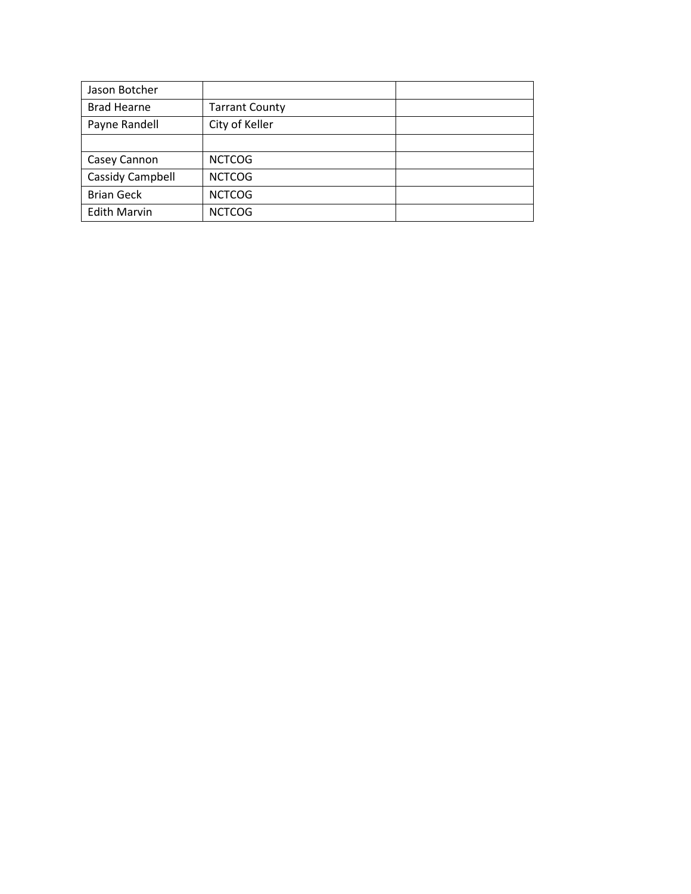| | | |
|---|---|---|
| Jason Botcher | | |
| Brad Hearne | Tarrant County | |
| Payne Randell | City of Keller | |
| | | |
| Casey Cannon | NCTCOG | |
| Cassidy Campbell | NCTCOG | |
| Brian Geck | NCTCOG | |
| Edith Marvin | NCTCOG | |